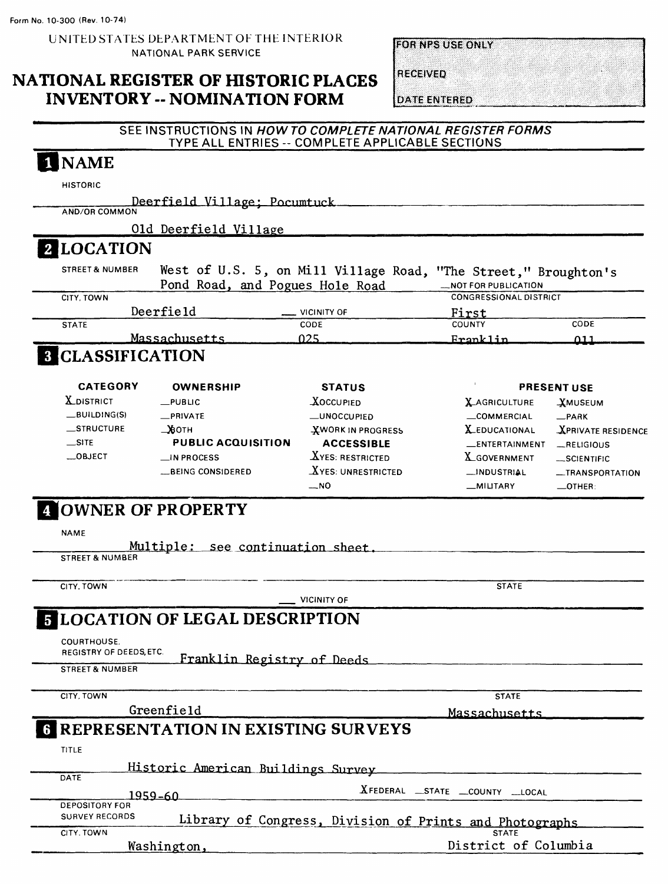Form No. 10-300 (Rev. 10-74)

UNITED STATES DEPARTMENT OF THE INTERIOR
NATIONAL PARK SERVICE

# NATIONAL REGISTER OF HISTORIC PLACES INVENTORY -- NOMINATION FORM

FOR NPS USE ONLY

RECEIVED

DATE ENTERED

SEE INSTRUCTIONS IN *HOW TO COMPLETE NATIONAL REGISTER FORMS*
TYPE ALL ENTRIES -- COMPLETE APPLICABLE SECTIONS

## 1 NAME

HISTORIC

Deerfield Village; Pocumtuck

AND/OR COMMON

Old Deerfield Village

## 2 LOCATION

STREET & NUMBER: West of U.S. 5, on Mill Village Road, "The Street," Broughton's Pond Road, and Pogues Hole Road

__NOT FOR PUBLICATION

CITY, TOWN: Deerfield

__ VICINITY OF

CONGRESSIONAL DISTRICT: First

STATE: Massachusetts

CODE: 025

COUNTY: Franklin

CODE: 011

## 3 CLASSIFICATION

| CATEGORY | OWNERSHIP | STATUS | PRESENT USE | |
|---|---|---|---|---|
| X DISTRICT | __PUBLIC | X OCCUPIED | X AGRICULTURE | X MUSEUM |
| __BUILDING(S) | __PRIVATE | __UNOCCUPIED | __COMMERCIAL | __PARK |
| __STRUCTURE | X BOTH | X WORK IN PROGRESS | X EDUCATIONAL | X PRIVATE RESIDENCE |
| __SITE | **PUBLIC ACQUISITION** | **ACCESSIBLE** | __ENTERTAINMENT | __RELIGIOUS |
| __OBJECT | __IN PROCESS | X YES: RESTRICTED | X GOVERNMENT | __SCIENTIFIC |
| | __BEING CONSIDERED | X YES: UNRESTRICTED | __INDUSTRIAL | __TRANSPORTATION |
| | | __NO | __MILITARY | __OTHER: |

## 4 OWNER OF PROPERTY

NAME

Multiple: see continuation sheet.

STREET & NUMBER

CITY, TOWN

__ VICINITY OF

STATE

## 5 LOCATION OF LEGAL DESCRIPTION

COURTHOUSE, REGISTRY OF DEEDS, ETC.: Franklin Registry of Deeds

STREET & NUMBER

CITY, TOWN: Greenfield

STATE: Massachusetts

## 6 REPRESENTATION IN EXISTING SURVEYS

TITLE

Historic American Buildings Survey

DATE

1959-60

X FEDERAL __STATE __COUNTY __LOCAL

DEPOSITORY FOR SURVEY RECORDS: Library of Congress, Division of Prints and Photographs

CITY, TOWN: Washington,

STATE: District of Columbia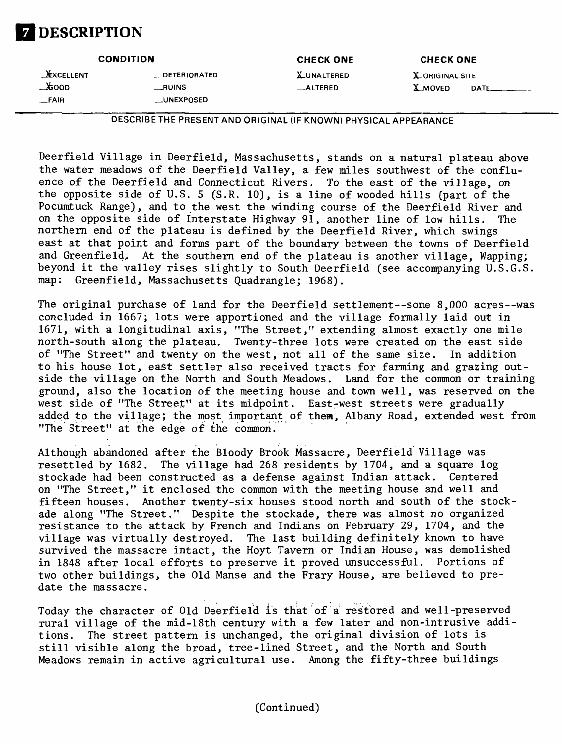# 7 DESCRIPTION

| CONDITION | | CHECK ONE | CHECK ONE |
|---|---|---|---|
| X EXCELLENT | __DETERIORATED | X UNALTERED | X ORIGINAL SITE |
| X GOOD | __RUINS | __ALTERED | X MOVED DATE______ |
| __FAIR | __UNEXPOSED | | |

DESCRIBE THE PRESENT AND ORIGINAL (IF KNOWN) PHYSICAL APPEARANCE

Deerfield Village in Deerfield, Massachusetts, stands on a natural plateau above the water meadows of the Deerfield Valley, a few miles southwest of the confluence of the Deerfield and Connecticut Rivers. To the east of the village, on the opposite side of U.S. 5 (S.R. 10), is a line of wooded hills (part of the Pocumtuck Range), and to the west the winding course of the Deerfield River and on the opposite side of Interstate Highway 91, another line of low hills. The northern end of the plateau is defined by the Deerfield River, which swings east at that point and forms part of the boundary between the towns of Deerfield and Greenfield. At the southern end of the plateau is another village, Wapping; beyond it the valley rises slightly to South Deerfield (see accompanying U.S.G.S. map: Greenfield, Massachusetts Quadrangle; 1968).

The original purchase of land for the Deerfield settlement--some 8,000 acres--was concluded in 1667; lots were apportioned and the village formally laid out in 1671, with a longitudinal axis, "The Street," extending almost exactly one mile north-south along the plateau. Twenty-three lots were created on the east side of "The Street" and twenty on the west, not all of the same size. In addition to his house lot, east settler also received tracts for farming and grazing outside the village on the North and South Meadows. Land for the common or training ground, also the location of the meeting house and town well, was reserved on the west side of "The Street" at its midpoint. East-west streets were gradually added to the village; the most important of them, Albany Road, extended west from "The Street" at the edge of the common.

Although abandoned after the Bloody Brook Massacre, Deerfield Village was resettled by 1682. The village had 268 residents by 1704, and a square log stockade had been constructed as a defense against Indian attack. Centered on "The Street," it enclosed the common with the meeting house and well and fifteen houses. Another twenty-six houses stood north and south of the stockade along "The Street." Despite the stockade, there was almost no organized resistance to the attack by French and Indians on February 29, 1704, and the village was virtually destroyed. The last building definitely known to have survived the massacre intact, the Hoyt Tavern or Indian House, was demolished in 1848 after local efforts to preserve it proved unsuccessful. Portions of two other buildings, the Old Manse and the Frary House, are believed to predate the massacre.

Today the character of Old Deerfield is that of a restored and well-preserved rural village of the mid-18th century with a few later and non-intrusive additions. The street pattern is unchanged, the original division of lots is still visible along the broad, tree-lined Street, and the North and South Meadows remain in active agricultural use. Among the fifty-three buildings

(Continued)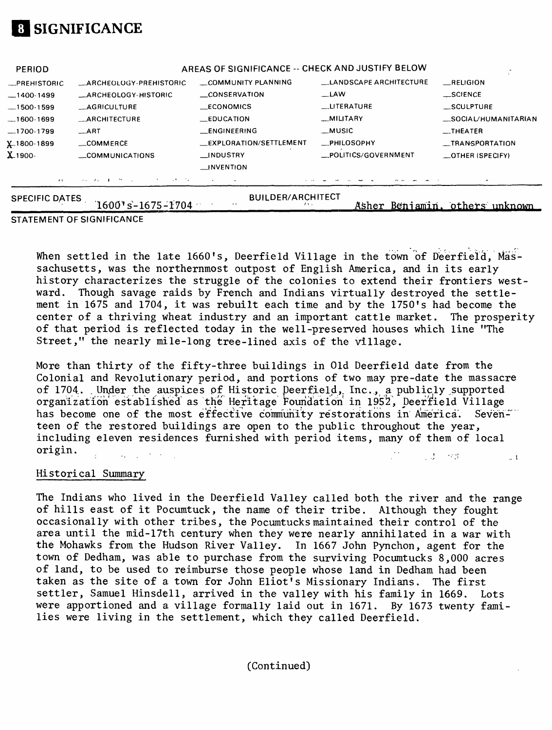# 8 SIGNIFICANCE

| PERIOD | AREAS OF SIGNIFICANCE -- CHECK AND JUSTIFY BELOW | | | |
|---|---|---|---|---|
| _PREHISTORIC | _ARCHEOLOGY-PREHISTORIC | _COMMUNITY PLANNING | _LANDSCAPE ARCHITECTURE | _RELIGION |
| _1400-1499 | _ARCHEOLOGY-HISTORIC | _CONSERVATION | _LAW | _SCIENCE |
| _1500-1599 | _AGRICULTURE | _ECONOMICS | _LITERATURE | _SCULPTURE |
| _1600-1699 | _ARCHITECTURE | _EDUCATION | _MILITARY | _SOCIAL/HUMANITARIAN |
| _1700-1799 | _ART | _ENGINEERING | _MUSIC | _THEATER |
| X 1800-1899 | _COMMERCE | _EXPLORATION/SETTLEMENT | _PHILOSOPHY | _TRANSPORTATION |
| X 1900- | _COMMUNICATIONS | _INDUSTRY | _POLITICS/GOVERNMENT | _OTHER (SPECIFY) |
| | | _INVENTION | | |

SPECIFIC DATES 1600's-1675-1704 BUILDER/ARCHITECT Asher Benjamin, others unknown

STATEMENT OF SIGNIFICANCE

When settled in the late 1660's, Deerfield Village in the town of Deerfield, Massachusetts, was the northernmost outpost of English America, and in its early history characterizes the struggle of the colonies to extend their frontiers westward. Though savage raids by French and Indians virtually destroyed the settlement in 1675 and 1704, it was rebuilt each time and by the 1750's had become the center of a thriving wheat industry and an important cattle market. The prosperity of that period is reflected today in the well-preserved houses which line "The Street," the nearly mile-long tree-lined axis of the village.

More than thirty of the fifty-three buildings in Old Deerfield date from the Colonial and Revolutionary period, and portions of two may pre-date the massacre of 1704. Under the auspices of Historic Deerfield, Inc., a publicly supported organization established as the Heritage Foundation in 1952, Deerfield Village has become one of the most effective community restorations in America. Seventeen of the restored buildings are open to the public throughout the year, including eleven residences furnished with period items, many of them of local origin.

Historical Summary

The Indians who lived in the Deerfield Valley called both the river and the range of hills east of it Pocumtuck, the name of their tribe. Although they fought occasionally with other tribes, the Pocumtucks maintained their control of the area until the mid-17th century when they were nearly annihilated in a war with the Mohawks from the Hudson River Valley. In 1667 John Pynchon, agent for the town of Dedham, was able to purchase from the surviving Pocumtucks 8,000 acres of land, to be used to reimburse those people whose land in Dedham had been taken as the site of a town for John Eliot's Missionary Indians. The first settler, Samuel Hinsdell, arrived in the valley with his family in 1669. Lots were apportioned and a village formally laid out in 1671. By 1673 twenty families were living in the settlement, which they called Deerfield.

(Continued)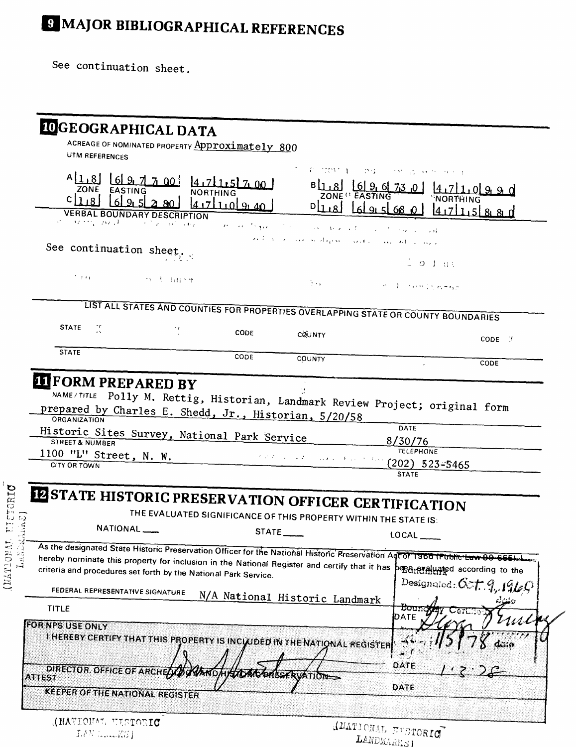# 9 MAJOR BIBLIOGRAPHICAL REFERENCES

See continuation sheet.

# 10 GEOGRAPHICAL DATA

ACREAGE OF NOMINATED PROPERTY Approximately 800

UTM REFERENCES

| | ZONE | EASTING | NORTHING |
|---|---|---|---|
| A | 18 | 697700 | 4715700 |
| B | 18 | 696730 | 4710990 |
| C | 18 | 695280 | 4710940 |
| D | 18 | 695680 | 4715880 |

VERBAL BOUNDARY DESCRIPTION

See continuation sheet.

LIST ALL STATES AND COUNTIES FOR PROPERTIES OVERLAPPING STATE OR COUNTY BOUNDARIES

| STATE | CODE | COUNTY | CODE |
|---|---|---|---|
| | | | |
| | | | |

# 11 FORM PREPARED BY

NAME / TITLE Polly M. Rettig, Historian, Landmark Review Project; original form prepared by Charles E. Shedd, Jr., Historian, 5/20/58

ORGANIZATION Historic Sites Survey, National Park Service

DATE 8/30/76

STREET & NUMBER 1100 "L" Street, N. W.

TELEPHONE (202) 523-5465

CITY OR TOWN

STATE

# 12 STATE HISTORIC PRESERVATION OFFICER CERTIFICATION

THE EVALUATED SIGNIFICANCE OF THIS PROPERTY WITHIN THE STATE IS:

NATIONAL ___ STATE ___ LOCAL ___

As the designated State Historic Preservation Officer for the National Historic Preservation Act of 1966 (Public Law 89-665), I hereby nominate this property for inclusion in the National Register and certify that it has been evaluated according to the criteria and procedures set forth by the National Park Service.

Landmark Designated: Oct. 9, 1960

FEDERAL REPRESENTATIVE SIGNATURE N/A National Historic Landmark

Boundary Certified: 1/5/78

TITLE

DATE

FOR NPS USE ONLY

I HEREBY CERTIFY THAT THIS PROPERTY IS INCLUDED IN THE NATIONAL REGISTER

DIRECTOR, OFFICE OF ARCHEOLOGY AND HISTORIC PRESERVATION

DATE 1.3.78

ATTEST:

DATE

KEEPER OF THE NATIONAL REGISTER

(NATIONAL HISTORIC LANDMARKS)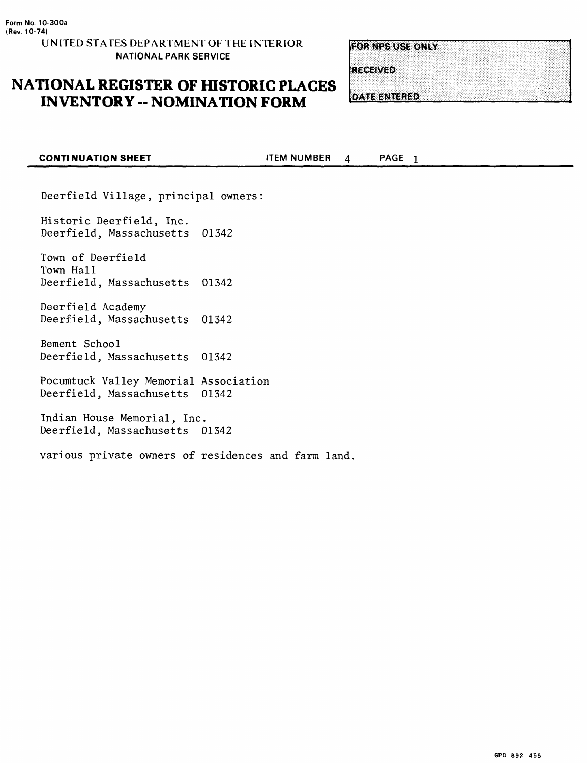Form No. 10-300a
(Rev. 10-74)

UNITED STATES DEPARTMENT OF THE INTERIOR
NATIONAL PARK SERVICE

# NATIONAL REGISTER OF HISTORIC PLACES INVENTORY -- NOMINATION FORM

FOR NPS USE ONLY

RECEIVED

DATE ENTERED

**CONTINUATION SHEET** ITEM NUMBER 4 PAGE 1

Deerfield Village, principal owners:

Historic Deerfield, Inc.
Deerfield, Massachusetts 01342

Town of Deerfield
Town Hall
Deerfield, Massachusetts 01342

Deerfield Academy
Deerfield, Massachusetts 01342

Bement School
Deerfield, Massachusetts 01342

Pocumtuck Valley Memorial Association
Deerfield, Massachusetts 01342

Indian House Memorial, Inc.
Deerfield, Massachusetts 01342

various private owners of residences and farm land.

GPO 892 455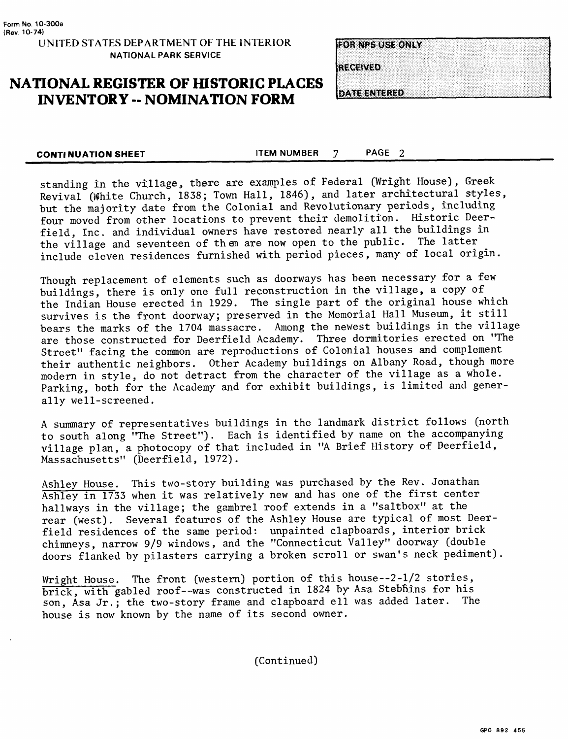Form No. 10-300a
(Rev. 10-74)

UNITED STATES DEPARTMENT OF THE INTERIOR
NATIONAL PARK SERVICE

# NATIONAL REGISTER OF HISTORIC PLACES INVENTORY -- NOMINATION FORM

FOR NPS USE ONLY

RECEIVED

DATE ENTERED

**CONTINUATION SHEET** ITEM NUMBER 7 PAGE 2

standing in the village, there are examples of Federal (Wright House), Greek Revival (White Church, 1838; Town Hall, 1846), and later architectural styles, but the majority date from the Colonial and Revolutionary periods, including four moved from other locations to prevent their demolition. Historic Deerfield, Inc. and individual owners have restored nearly all the buildings in the village and seventeen of them are now open to the public. The latter include eleven residences furnished with period pieces, many of local origin.

Though replacement of elements such as doorways has been necessary for a few buildings, there is only one full reconstruction in the village, a copy of the Indian House erected in 1929. The single part of the original house which survives is the front doorway; preserved in the Memorial Hall Museum, it still bears the marks of the 1704 massacre. Among the newest buildings in the village are those constructed for Deerfield Academy. Three dormitories erected on "The Street" facing the common are reproductions of Colonial houses and complement their authentic neighbors. Other Academy buildings on Albany Road, though more modern in style, do not detract from the character of the village as a whole. Parking, both for the Academy and for exhibit buildings, is limited and generally well-screened.

A summary of representatives buildings in the landmark district follows (north to south along "The Street"). Each is identified by name on the accompanying village plan, a photocopy of that included in "A Brief History of Deerfield, Massachusetts" (Deerfield, 1972).

Ashley House. This two-story building was purchased by the Rev. Jonathan Ashley in 1733 when it was relatively new and has one of the first center hallways in the village; the gambrel roof extends in a "saltbox" at the rear (west). Several features of the Ashley House are typical of most Deerfield residences of the same period: unpainted clapboards, interior brick chimneys, narrow 9/9 windows, and the "Connecticut Valley" doorway (double doors flanked by pilasters carrying a broken scroll or swan's neck pediment).

Wright House. The front (western) portion of this house--2-1/2 stories, brick, with gabled roof--was constructed in 1824 by Asa Stebbins for his son, Asa Jr.; the two-story frame and clapboard ell was added later. The house is now known by the name of its second owner.

(Continued)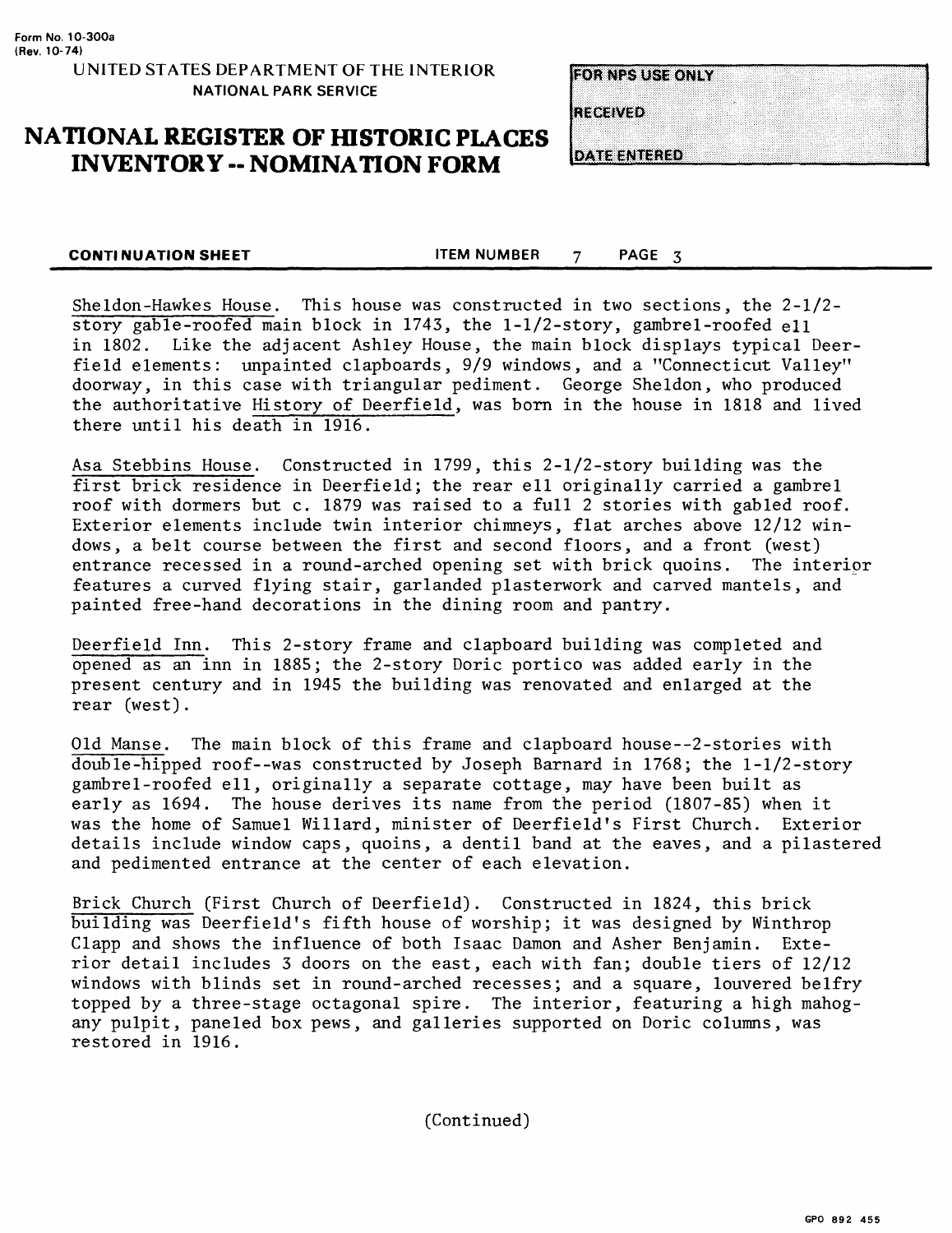Form No. 10-300a
(Rev. 10-74)

UNITED STATES DEPARTMENT OF THE INTERIOR
NATIONAL PARK SERVICE

# NATIONAL REGISTER OF HISTORIC PLACES INVENTORY -- NOMINATION FORM

| FOR NPS USE ONLY |
| --- |
| RECEIVED |
| DATE ENTERED |

**CONTINUATION SHEET** ITEM NUMBER 7 PAGE 3

Sheldon-Hawkes House. This house was constructed in two sections, the 2-1/2-story gable-roofed main block in 1743, the 1-1/2-story, gambrel-roofed ell in 1802. Like the adjacent Ashley House, the main block displays typical Deerfield elements: unpainted clapboards, 9/9 windows, and a "Connecticut Valley" doorway, in this case with triangular pediment. George Sheldon, who produced the authoritative History of Deerfield, was born in the house in 1818 and lived there until his death in 1916.

Asa Stebbins House. Constructed in 1799, this 2-1/2-story building was the first brick residence in Deerfield; the rear ell originally carried a gambrel roof with dormers but c. 1879 was raised to a full 2 stories with gabled roof. Exterior elements include twin interior chimneys, flat arches above 12/12 windows, a belt course between the first and second floors, and a front (west) entrance recessed in a round-arched opening set with brick quoins. The interior features a curved flying stair, garlanded plasterwork and carved mantels, and painted free-hand decorations in the dining room and pantry.

Deerfield Inn. This 2-story frame and clapboard building was completed and opened as an inn in 1885; the 2-story Doric portico was added early in the present century and in 1945 the building was renovated and enlarged at the rear (west).

Old Manse. The main block of this frame and clapboard house--2-stories with double-hipped roof--was constructed by Joseph Barnard in 1768; the 1-1/2-story gambrel-roofed ell, originally a separate cottage, may have been built as early as 1694. The house derives its name from the period (1807-85) when it was the home of Samuel Willard, minister of Deerfield's First Church. Exterior details include window caps, quoins, a dentil band at the eaves, and a pilastered and pedimented entrance at the center of each elevation.

Brick Church (First Church of Deerfield). Constructed in 1824, this brick building was Deerfield's fifth house of worship; it was designed by Winthrop Clapp and shows the influence of both Isaac Damon and Asher Benjamin. Exterior detail includes 3 doors on the east, each with fan; double tiers of 12/12 windows with blinds set in round-arched recesses; and a square, louvered belfry topped by a three-stage octagonal spire. The interior, featuring a high mahogany pulpit, paneled box pews, and galleries supported on Doric columns, was restored in 1916.

(Continued)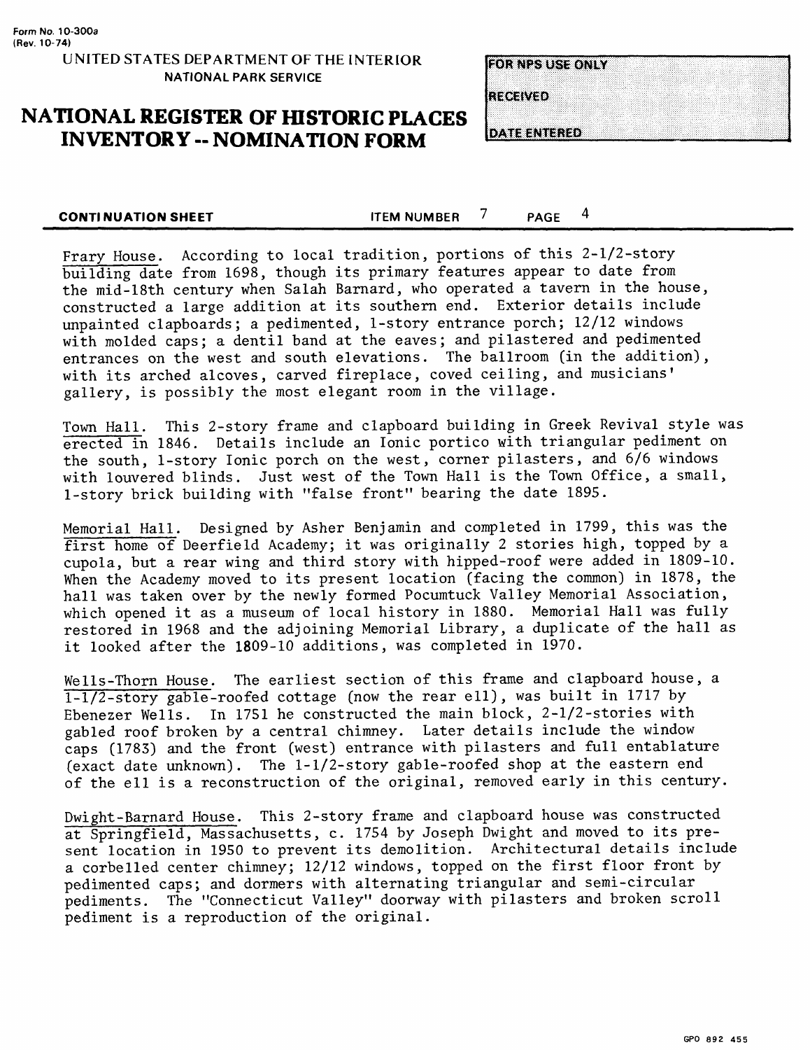Form No. 10-300a
(Rev. 10-74)

UNITED STATES DEPARTMENT OF THE INTERIOR
NATIONAL PARK SERVICE

# NATIONAL REGISTER OF HISTORIC PLACES INVENTORY -- NOMINATION FORM

FOR NPS USE ONLY

RECEIVED

DATE ENTERED

**CONTINUATION SHEET** ITEM NUMBER 7 PAGE 4

Frary House. According to local tradition, portions of this 2-1/2-story building date from 1698, though its primary features appear to date from the mid-18th century when Salah Barnard, who operated a tavern in the house, constructed a large addition at its southern end. Exterior details include unpainted clapboards; a pedimented, 1-story entrance porch; 12/12 windows with molded caps; a dentil band at the eaves; and pilastered and pedimented entrances on the west and south elevations. The ballroom (in the addition), with its arched alcoves, carved fireplace, coved ceiling, and musicians' gallery, is possibly the most elegant room in the village.

Town Hall. This 2-story frame and clapboard building in Greek Revival style was erected in 1846. Details include an Ionic portico with triangular pediment on the south, 1-story Ionic porch on the west, corner pilasters, and 6/6 windows with louvered blinds. Just west of the Town Hall is the Town Office, a small, 1-story brick building with "false front" bearing the date 1895.

Memorial Hall. Designed by Asher Benjamin and completed in 1799, this was the first home of Deerfield Academy; it was originally 2 stories high, topped by a cupola, but a rear wing and third story with hipped-roof were added in 1809-10. When the Academy moved to its present location (facing the common) in 1878, the hall was taken over by the newly formed Pocumtuck Valley Memorial Association, which opened it as a museum of local history in 1880. Memorial Hall was fully restored in 1968 and the adjoining Memorial Library, a duplicate of the hall as it looked after the 1809-10 additions, was completed in 1970.

Wells-Thorn House. The earliest section of this frame and clapboard house, a 1-1/2-story gable-roofed cottage (now the rear ell), was built in 1717 by Ebenezer Wells. In 1751 he constructed the main block, 2-1/2-stories with gabled roof broken by a central chimney. Later details include the window caps (1783) and the front (west) entrance with pilasters and full entablature (exact date unknown). The 1-1/2-story gable-roofed shop at the eastern end of the ell is a reconstruction of the original, removed early in this century.

Dwight-Barnard House. This 2-story frame and clapboard house was constructed at Springfield, Massachusetts, c. 1754 by Joseph Dwight and moved to its present location in 1950 to prevent its demolition. Architectural details include a corbelled center chimney; 12/12 windows, topped on the first floor front by pedimented caps; and dormers with alternating triangular and semi-circular pediments. The "Connecticut Valley" doorway with pilasters and broken scroll pediment is a reproduction of the original.

GPO 892 455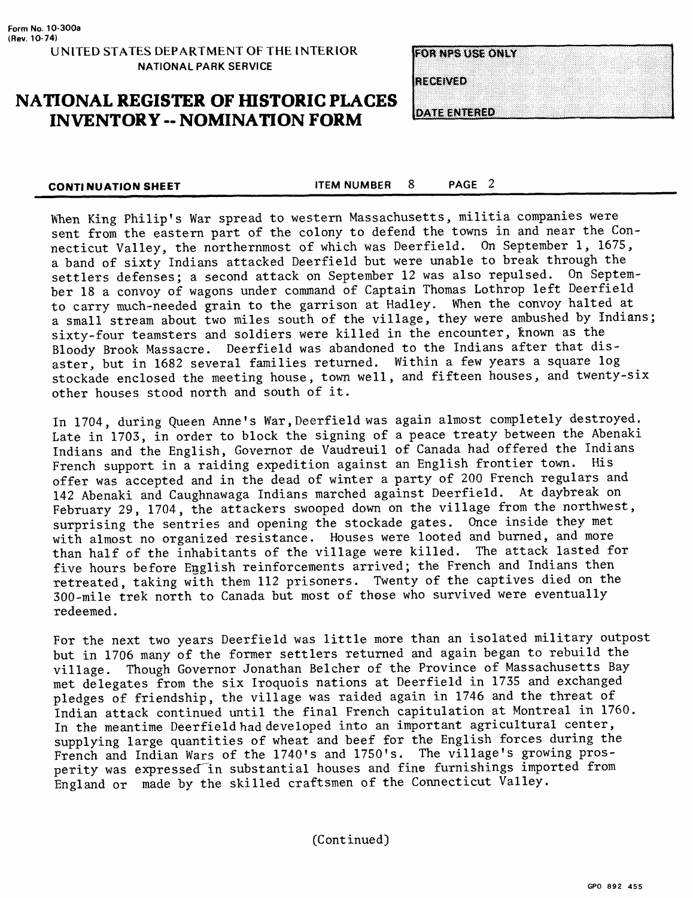When King Philip's War spread to western Massachusetts, militia companies were sent from the eastern part of the colony to defend the towns in and near the Connecticut Valley, the northernmost of which was Deerfield. On September 1, 1675, a band of sixty Indians attacked Deerfield but were unable to break through the settlers defenses; a second attack on September 12 was also repulsed. On September 18 a convoy of wagons under command of Captain Thomas Lothrop left Deerfield to carry much-needed grain to the garrison at Hadley. When the convoy halted at a small stream about two miles south of the village, they were ambushed by Indians; sixty-four teamsters and soldiers were killed in the encounter, known as the Bloody Brook Massacre. Deerfield was abandoned to the Indians after that disaster, but in 1682 several families returned. Within a few years a square log stockade enclosed the meeting house, town well, and fifteen houses, and twenty-six other houses stood north and south of it.

In 1704, during Queen Anne's War, Deerfield was again almost completely destroyed. Late in 1703, in order to block the signing of a peace treaty between the Abenaki Indians and the English, Governor de Vaudreuil of Canada had offered the Indians French support in a raiding expedition against an English frontier town. His offer was accepted and in the dead of winter a party of 200 French regulars and 142 Abenaki and Caughnawaga Indians marched against Deerfield. At daybreak on February 29, 1704, the attackers swooped down on the village from the northwest, surprising the sentries and opening the stockade gates. Once inside they met with almost no organized resistance. Houses were looted and burned, and more than half of the inhabitants of the village were killed. The attack lasted for five hours before English reinforcements arrived; the French and Indians then retreated, taking with them 112 prisoners. Twenty of the captives died on the 300-mile trek north to Canada but most of those who survived were eventually redeemed.

For the next two years Deerfield was little more than an isolated military outpost but in 1706 many of the former settlers returned and again began to rebuild the village. Though Governor Jonathan Belcher of the Province of Massachusetts Bay met delegates from the six Iroquois nations at Deerfield in 1735 and exchanged pledges of friendship, the village was raided again in 1746 and the threat of Indian attack continued until the final French capitulation at Montreal in 1760. In the meantime Deerfield had developed into an important agricultural center, supplying large quantities of wheat and beef for the English forces during the French and Indian Wars of the 1740's and 1750's. The village's growing prosperity was expressed in substantial houses and fine furnishings imported from England or made by the skilled craftsmen of the Connecticut Valley.

(Continued)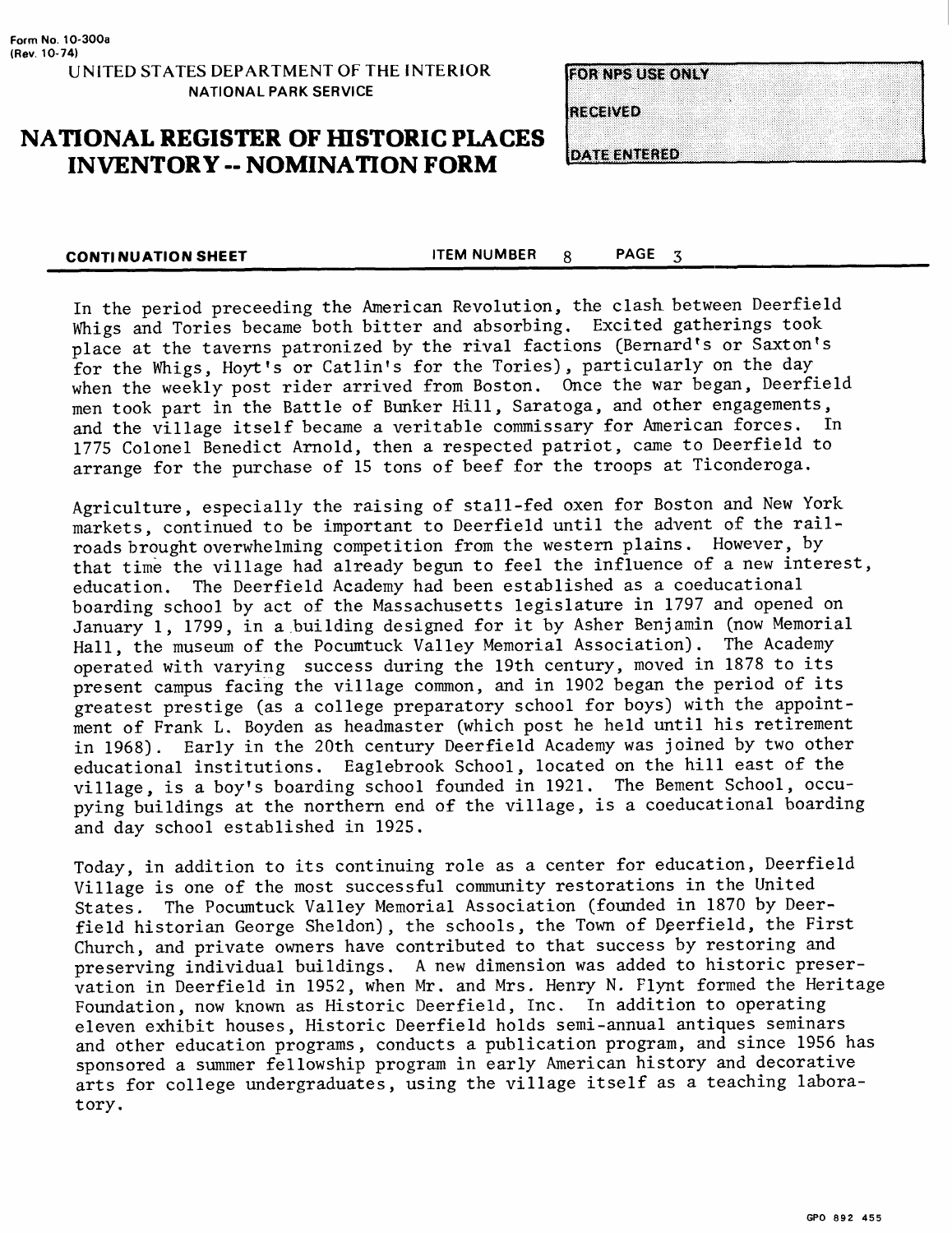Form No. 10-300a
(Rev. 10-74)

UNITED STATES DEPARTMENT OF THE INTERIOR
NATIONAL PARK SERVICE

# NATIONAL REGISTER OF HISTORIC PLACES INVENTORY -- NOMINATION FORM

| FOR NPS USE ONLY |
| --- |
| RECEIVED |
| DATE ENTERED |

**CONTINUATION SHEET** ITEM NUMBER 8 PAGE 3

In the period preceeding the American Revolution, the clash between Deerfield Whigs and Tories became both bitter and absorbing. Excited gatherings took place at the taverns patronized by the rival factions (Bernard's or Saxton's for the Whigs, Hoyt's or Catlin's for the Tories), particularly on the day when the weekly post rider arrived from Boston. Once the war began, Deerfield men took part in the Battle of Bunker Hill, Saratoga, and other engagements, and the village itself became a veritable commissary for American forces. In 1775 Colonel Benedict Arnold, then a respected patriot, came to Deerfield to arrange for the purchase of 15 tons of beef for the troops at Ticonderoga.

Agriculture, especially the raising of stall-fed oxen for Boston and New York markets, continued to be important to Deerfield until the advent of the railroads brought overwhelming competition from the western plains. However, by that time the village had already begun to feel the influence of a new interest, education. The Deerfield Academy had been established as a coeducational boarding school by act of the Massachusetts legislature in 1797 and opened on January 1, 1799, in a building designed for it by Asher Benjamin (now Memorial Hall, the museum of the Pocumtuck Valley Memorial Association). The Academy operated with varying success during the 19th century, moved in 1878 to its present campus facing the village common, and in 1902 began the period of its greatest prestige (as a college preparatory school for boys) with the appointment of Frank L. Boyden as headmaster (which post he held until his retirement in 1968). Early in the 20th century Deerfield Academy was joined by two other educational institutions. Eaglebrook School, located on the hill east of the village, is a boy's boarding school founded in 1921. The Bement School, occupying buildings at the northern end of the village, is a coeducational boarding and day school established in 1925.

Today, in addition to its continuing role as a center for education, Deerfield Village is one of the most successful community restorations in the United States. The Pocumtuck Valley Memorial Association (founded in 1870 by Deerfield historian George Sheldon), the schools, the Town of Deerfield, the First Church, and private owners have contributed to that success by restoring and preserving individual buildings. A new dimension was added to historic preservation in Deerfield in 1952, when Mr. and Mrs. Henry N. Flynt formed the Heritage Foundation, now known as Historic Deerfield, Inc. In addition to operating eleven exhibit houses, Historic Deerfield holds semi-annual antiques seminars and other education programs, conducts a publication program, and since 1956 has sponsored a summer fellowship program in early American history and decorative arts for college undergraduates, using the village itself as a teaching laboratory.

GPO 892 455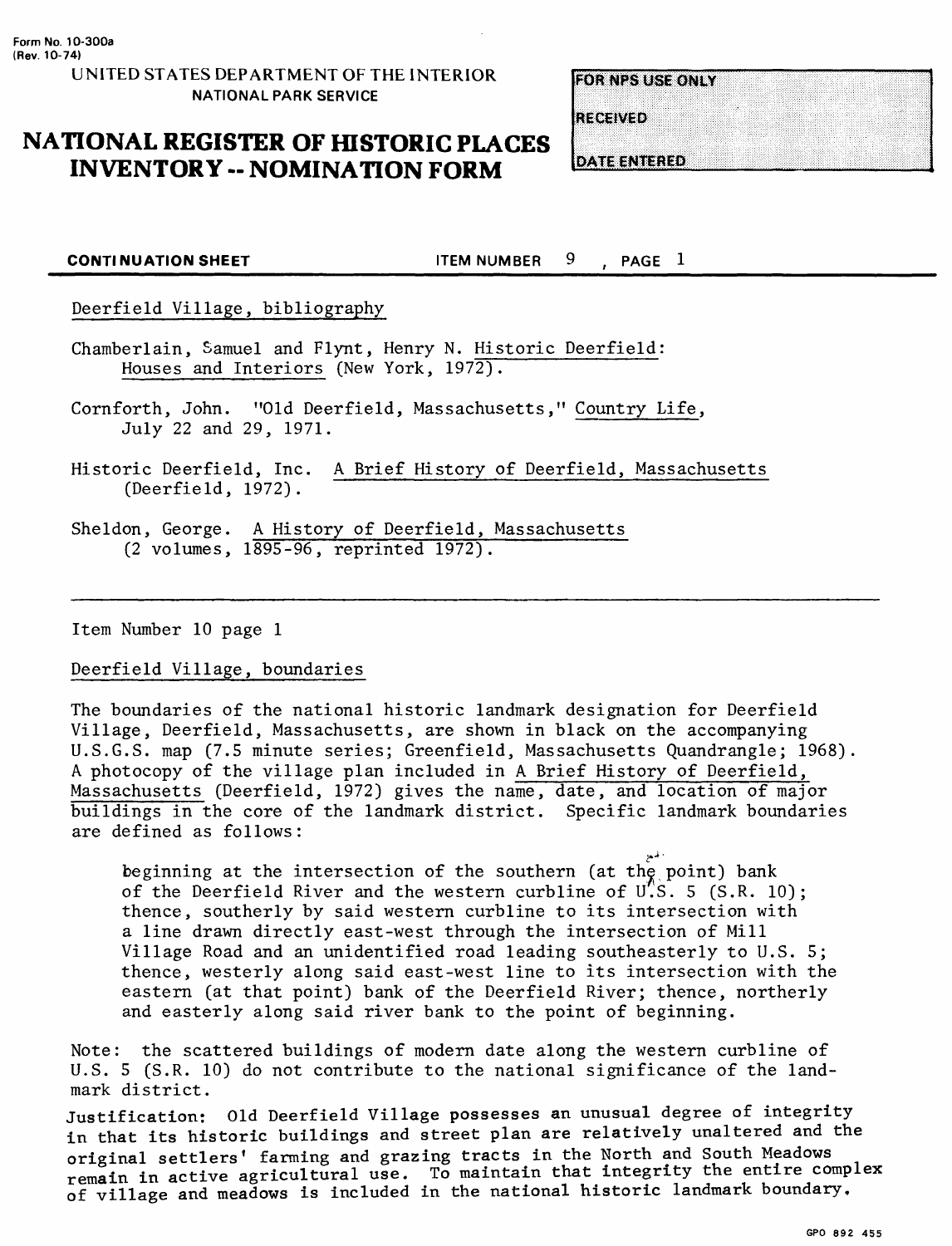Form No. 10-300a
(Rev. 10-74)

UNITED STATES DEPARTMENT OF THE INTERIOR
NATIONAL PARK SERVICE

# NATIONAL REGISTER OF HISTORIC PLACES INVENTORY -- NOMINATION FORM

FOR NPS USE ONLY

RECEIVED

DATE ENTERED

**CONTINUATION SHEET** ITEM NUMBER 9 , PAGE 1

Deerfield Village, bibliography

Chamberlain, Samuel and Flynt, Henry N. Historic Deerfield: Houses and Interiors (New York, 1972).

Cornforth, John. "Old Deerfield, Massachusetts," Country Life, July 22 and 29, 1971.

Historic Deerfield, Inc. A Brief History of Deerfield, Massachusetts (Deerfield, 1972).

Sheldon, George. A History of Deerfield, Massachusetts (2 volumes, 1895-96, reprinted 1972).

---

Item Number 10 page 1

Deerfield Village, boundaries

The boundaries of the national historic landmark designation for Deerfield Village, Deerfield, Massachusetts, are shown in black on the accompanying U.S.G.S. map (7.5 minute series; Greenfield, Massachusetts Quandrangle; 1968). A photocopy of the village plan included in A Brief History of Deerfield, Massachusetts (Deerfield, 1972) gives the name, date, and location of major buildings in the core of the landmark district. Specific landmark boundaries are defined as follows:

> beginning at the intersection of the southern (at the point) bank of the Deerfield River and the western curbline of U.S. 5 (S.R. 10); thence, southerly by said western curbline to its intersection with a line drawn directly east-west through the intersection of Mill Village Road and an unidentified road leading southeasterly to U.S. 5; thence, westerly along said east-west line to its intersection with the eastern (at that point) bank of the Deerfield River; thence, northerly and easterly along said river bank to the point of beginning.

Note: the scattered buildings of modern date along the western curbline of U.S. 5 (S.R. 10) do not contribute to the national significance of the landmark district.

Justification: Old Deerfield Village possesses an unusual degree of integrity in that its historic buildings and street plan are relatively unaltered and the original settlers' farming and grazing tracts in the North and South Meadows remain in active agricultural use. To maintain that integrity the entire complex of village and meadows is included in the national historic landmark boundary.

GPO 892 455